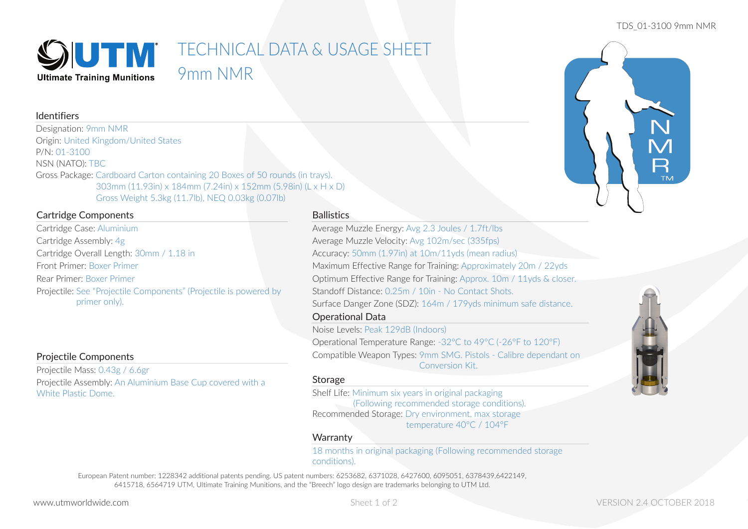# UTM Ultimate Training Munitions

# TECHNICAL DATA & USAGE SHEET
# 9mm NMR

## Identifiers

Designation: 9mm NMR
Origin: United Kingdom/United States
P/N: 01-3100
NSN (NATO): TBC
Gross Package: Cardboard Carton containing 20 Boxes of 50 rounds (in trays).
303mm (11.93in) x 184mm (7.24in) x 152mm (5.98in) (L x H x D)
Gross Weight 5.3kg (11.7lb), NEQ 0.03kg (0.07lb)

## Cartridge Components

Cartridge Case: Aluminium
Cartridge Assembly: 4g
Cartridge Overall Length: 30mm / 1.18 in
Front Primer: Boxer Primer
Rear Primer: Boxer Primer
Projectile: See "Projectile Components" (Projectile is powered by primer only).

## Projectile Components

Projectile Mass: 0.43g / 6.6gr
Projectile Assembly: An Aluminium Base Cup covered with a White Plastic Dome.

## Ballistics

Average Muzzle Energy: Avg 2.3 Joules / 1.7ft/lbs
Average Muzzle Velocity: Avg 102m/sec (335fps)
Accuracy: 50mm (1.97in) at 10m/11yds (mean radius)
Maximum Effective Range for Training: Approximately 20m / 22yds
Optimum Effective Range for Training: Approx. 10m / 11yds & closer.
Standoff Distance: 0.25m / 10in - No Contact Shots.
Surface Danger Zone (SDZ): 164m / 179yds minimum safe distance.

## Operational Data

Noise Levels: Peak 129dB (Indoors)
Operational Temperature Range: -32°C to 49°C (-26°F to 120°F)
Compatible Weapon Types: 9mm SMG. Pistols - Calibre dependant on Conversion Kit.

## Storage

Shelf Life: Minimum six years in original packaging (Following recommended storage conditions).
Recommended Storage: Dry environment, max storage temperature 40°C / 104°F

## Warranty

18 months in original packaging (Following recommended storage conditions).

European Patent number: 1228342 additional patents pending. US patent numbers: 6253682, 6371028, 6427600, 6095051, 6378439,6422149, 6415718, 6564719 UTM, Ultimate Training Munitions, and the "Breech" logo design are trademarks belonging to UTM Ltd.

www.utmworldwide.com

VERSION 2.4 OCTOBER 2018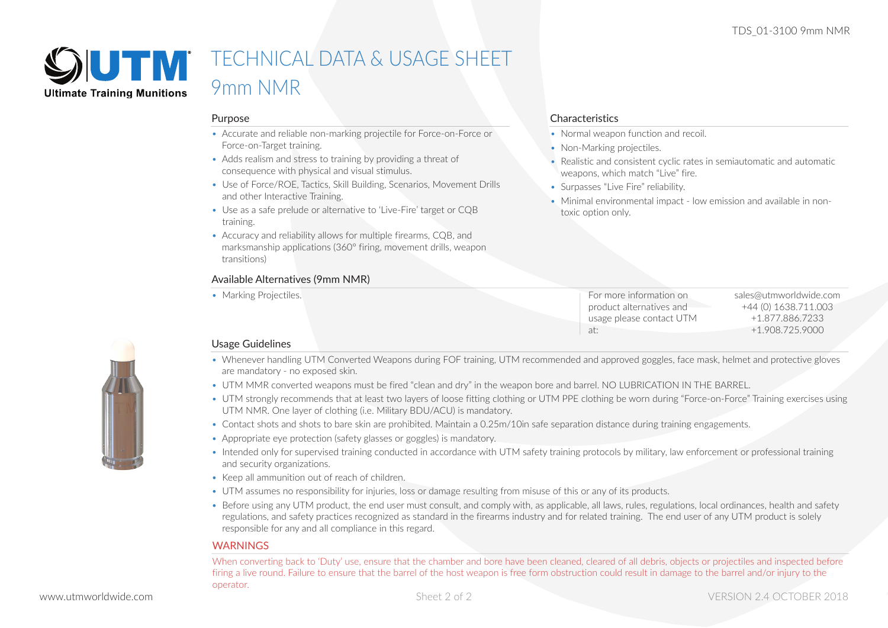# TECHNICAL DATA & USAGE SHEET

# 9mm NMR

## Purpose

- Accurate and reliable non-marking projectile for Force-on-Force or Force-on-Target training.
- Adds realism and stress to training by providing a threat of consequence with physical and visual stimulus.
- Use of Force/ROE, Tactics, Skill Building, Scenarios, Movement Drills and other Interactive Training.
- Use as a safe prelude or alternative to 'Live-Fire' target or CQB training.
- Accuracy and reliability allows for multiple firearms, CQB, and marksmanship applications (360° firing, movement drills, weapon transitions)

## Characteristics

- Normal weapon function and recoil.
- Non-Marking projectiles.
- Realistic and consistent cyclic rates in semiautomatic and automatic weapons, which match "Live" fire.
- Surpasses "Live Fire" reliability.
- Minimal environmental impact - low emission and available in non-toxic option only.

## Available Alternatives (9mm NMR)

- Marking Projectiles.

For more information on product alternatives and usage please contact UTM at:

sales@utmworldwide.com
+44 (0) 1638.711.003
+1.877.886.7233
+1.908.725.9000

## Usage Guidelines

- Whenever handling UTM Converted Weapons during FOF training, UTM recommended and approved goggles, face mask, helmet and protective gloves are mandatory - no exposed skin.
- UTM MMR converted weapons must be fired "clean and dry" in the weapon bore and barrel. NO LUBRICATION IN THE BARREL.
- UTM strongly recommends that at least two layers of loose fitting clothing or UTM PPE clothing be worn during "Force-on-Force" Training exercises using UTM NMR. One layer of clothing (i.e. Military BDU/ACU) is mandatory.
- Contact shots and shots to bare skin are prohibited. Maintain a 0.25m/10in safe separation distance during training engagements.
- Appropriate eye protection (safety glasses or goggles) is mandatory.
- Intended only for supervised training conducted in accordance with UTM safety training protocols by military, law enforcement or professional training and security organizations.
- Keep all ammunition out of reach of children.
- UTM assumes no responsibility for injuries, loss or damage resulting from misuse of this or any of its products.
- Before using any UTM product, the end user must consult, and comply with, as applicable, all laws, rules, regulations, local ordinances, health and safety regulations, and safety practices recognized as standard in the firearms industry and for related training. The end user of any UTM product is solely responsible for any and all compliance in this regard.

## WARNINGS

When converting back to 'Duty' use, ensure that the chamber and bore have been cleaned, cleared of all debris, objects or projectiles and inspected before firing a live round. Failure to ensure that the barrel of the host weapon is free form obstruction could result in damage to the barrel and/or injury to the operator.

VERSION 2.4 OCTOBER 2018